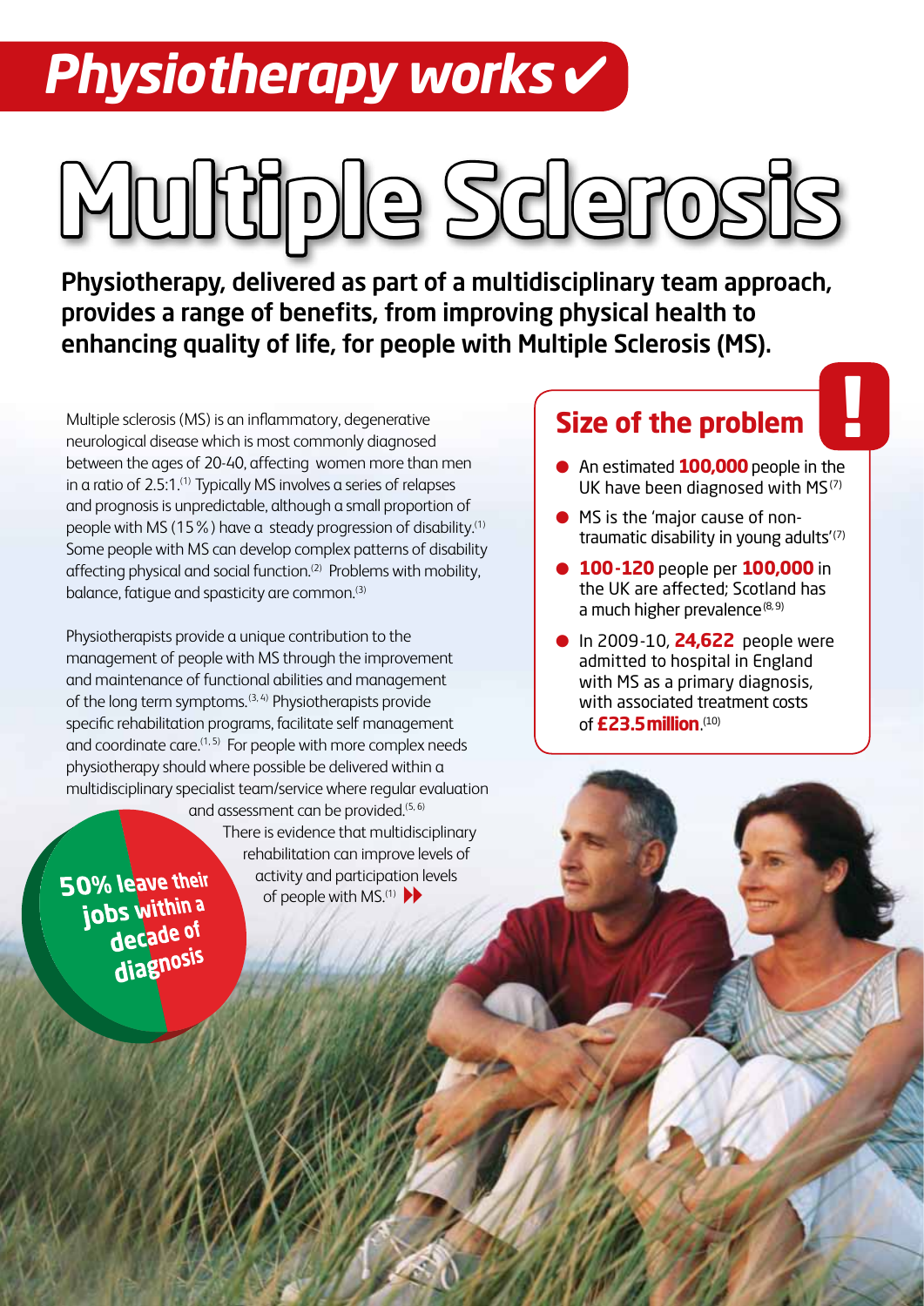# Physiotherapy works ✔

# Multiple Sclerosis

**Physiotherapy, delivered as part of a multidisciplinary team approach, provides a range of benefits, from improving physical health to enhancing quality of life, for people with Multiple Sclerosis (MS).**

Multiple sclerosis (MS) is an inflammatory, degenerative neurological disease which is most commonly diagnosed between the ages of 20-40, affecting women more than men in a ratio of 2.5:1.[1] Typically MS involves a series of relapses and prognosis is unpredictable, although a small proportion of people with MS (15%) have a steady progression of disability.[1] Some people with MS can develop complex patterns of disability affecting physical and social function.[2] Problems with mobility, balance, fatigue and spasticity are common.[3]

Physiotherapists provide a unique contribution to the management of people with MS through the improvement and maintenance of functional abilities and management of the long term symptoms.[3, 4] Physiotherapists provide specific rehabilitation programs, facilitate self management and coordinate care.[1, 5] For people with more complex needs physiotherapy should where possible be delivered within a multidisciplinary specialist team/service where regular evaluation and assessment can be provided.[5, 6] There is evidence that multidisciplinary rehabilitation can improve levels of activity and participation levels of people with MS.[1]

**50% leave their jobs within a decade of diagnosis**

## Size of the problem !

- An estimated **100,000** people in the UK have been diagnosed with MS[7]
- MS is the 'major cause of non-traumatic disability in young adults'[7]
- **100-120** people per **100,000** in the UK are affected; Scotland has a much higher prevalence[8, 9]
- In 2009-10, **24,622** people were admitted to hospital in England with MS as a primary diagnosis, with associated treatment costs of **£23.5 million**.[10]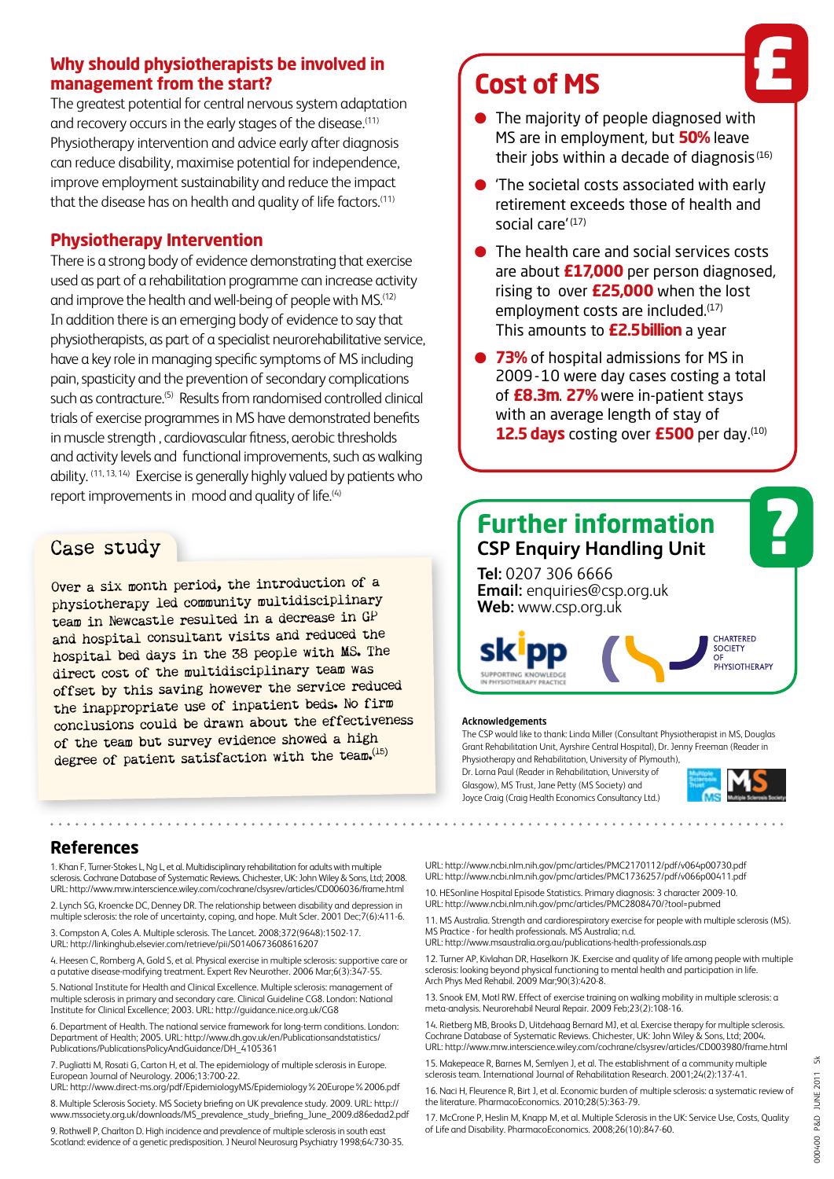## Why should physiotherapists be involved in management from the start?

The greatest potential for central nervous system adaptation and recovery occurs in the early stages of the disease.[11] Physiotherapy intervention and advice early after diagnosis can reduce disability, maximise potential for independence, improve employment sustainability and reduce the impact that the disease has on health and quality of life factors.[11]

## Physiotherapy Intervention

There is a strong body of evidence demonstrating that exercise used as part of a rehabilitation programme can increase activity and improve the health and well-being of people with MS.[12] In addition there is an emerging body of evidence to say that physiotherapists, as part of a specialist neurorehabilitative service, have a key role in managing specific symptoms of MS including pain, spasticity and the prevention of secondary complications such as contracture.[5] Results from randomised controlled clinical trials of exercise programmes in MS have demonstrated benefits in muscle strength , cardiovascular fitness, aerobic thresholds and activity levels and functional improvements, such as walking ability. [11, 13, 14] Exercise is generally highly valued by patients who report improvements in mood and quality of life.[4]

## Case study

Over a six month period, the introduction of a physiotherapy led community multidisciplinary team in Newcastle resulted in a decrease in GP and hospital consultant visits and reduced the hospital bed days in the 38 people with MS. The direct cost of the multidisciplinary team was offset by this saving however the service reduced the inappropriate use of inpatient beds. No firm conclusions could be drawn about the effectiveness of the team but survey evidence showed a high degree of patient satisfaction with the team.[15]

## Cost of MS

- The majority of people diagnosed with MS are in employment, but **50%** leave their jobs within a decade of diagnosis[16]
- 'The societal costs associated with early retirement exceeds those of health and social care'[17]
- The health care and social services costs are about **£17,000** per person diagnosed, rising to over **£25,000** when the lost employment costs are included.[17] This amounts to **£2.5billion** a year
- **73%** of hospital admissions for MS in 2009-10 were day cases costing a total of **£8.3m**. **27%** were in-patient stays with an average length of stay of **12.5 days** costing over **£500** per day.[10]

## Further information

### CSP Enquiry Handling Unit

**Tel:** 0207 306 6666
**Email:** enquiries@csp.org.uk
**Web:** www.csp.org.uk

skipp SUPPORTING KNOWLEDGE IN PHYSIOTHERAPY PRACTICE

CHARTERED SOCIETY OF PHYSIOTHERAPY

**Acknowledgements**

The CSP would like to thank: Linda Miller (Consultant Physiotherapist in MS, Douglas Grant Rehabilitation Unit, Ayrshire Central Hospital), Dr. Jenny Freeman (Reader in Physiotherapy and Rehabilitation, University of Plymouth), Dr. Lorna Paul (Reader in Rehabilitation, University of Glasgow), MS Trust, Jane Petty (MS Society) and Joyce Craig (Craig Health Economics Consultancy Ltd.)

## References

1. Khan F, Turner-Stokes L, Ng L, et al. Multidisciplinary rehabilitation for adults with multiple sclerosis. Cochrane Database of Systematic Reviews. Chichester, UK: John Wiley & Sons, Ltd; 2008. URL: http://www.mrw.interscience.wiley.com/cochrane/clsysrev/articles/CD006036/frame.html

2. Lynch SG, Kroencke DC, Denney DR. The relationship between disability and depression in multiple sclerosis: the role of uncertainty, coping, and hope. Mult Scler. 2001 Dec;7(6):411-6.

3. Compston A, Coles A. Multiple sclerosis. The Lancet. 2008;372(9648):1502-17. URL: http://linkinghub.elsevier.com/retrieve/pii/S0140673608616207

4. Heesen C, Romberg A, Gold S, et al. Physical exercise in multiple sclerosis: supportive care or a putative disease-modifying treatment. Expert Rev Neurother. 2006 Mar;6(3):347-55.

5. National Institute for Health and Clinical Excellence. Multiple sclerosis: management of multiple sclerosis in primary and secondary care. Clinical Guideline CG8. London: National Institute for Clinical Excellence; 2003. URL: http://guidance.nice.org.uk/CG8

6. Department of Health. The national service framework for long-term conditions. London: Department of Health; 2005. URL: http://www.dh.gov.uk/en/Publicationsandstatistics/Publications/PublicationsPolicyAndGuidance/DH_4105361

7. Pugliatti M, Rosati G, Carton H, et al. The epidemiology of multiple sclerosis in Europe. European Journal of Neurology. 2006;13:700-22. URL: http://www.direct-ms.org/pdf/EpidemiologyMS/Epidemiology%20Europe%2006.pdf

8. Multiple Sclerosis Society. MS Society briefing on UK prevalence study. 2009. URL: http://www.mssociety.org.uk/downloads/MS_prevalence_study_briefing_June_2009.d86edad2.pdf

9. Rothwell P, Charlton D. High incidence and prevalence of multiple sclerosis in south east Scotland: evidence of a genetic predisposition. J Neurol Neurosurg Psychiatry 1998;64:730-35. URL: http://www.ncbi.nlm.nih.gov/pmc/articles/PMC2170112/pdf/v064p00730.pdf URL: http://www.ncbi.nlm.nih.gov/pmc/articles/PMC1736257/pdf/v066p00411.pdf

10. HESonline Hospital Episode Statistics. Primary diagnosis: 3 character 2009-10. URL: http://www.ncbi.nlm.nih.gov/pmc/articles/PMC2808470/?tool=pubmed

11. MS Australia. Strength and cardiorespiratory exercise for people with multiple sclerosis (MS). MS Practice - for health professionals. MS Australia; n.d. URL: http://www.msaustralia.org.au/publications-health-professionals.asp

12. Turner AP, Kivlahan DR, Haselkorn JK. Exercise and quality of life among people with multiple sclerosis: looking beyond physical functioning to mental health and participation in life. Arch Phys Med Rehabil. 2009 Mar;90(3):420-8.

13. Snook EM, Motl RW. Effect of exercise training on walking mobility in multiple sclerosis: a meta-analysis. Neurorehabil Neural Repair. 2009 Feb;23(2):108-16.

14. Rietberg MB, Brooks D, Uitdehaag Bernard MJ, et al. Exercise therapy for multiple sclerosis. Cochrane Database of Systematic Reviews. Chichester, UK: John Wiley & Sons, Ltd; 2004. URL: http://www.mrw.interscience.wiley.com/cochrane/clsysrev/articles/CD003980/frame.html

15. Makepeace R, Barnes M, Semlyen J, et al. The establishment of a community multiple sclerosis team. International Journal of Rehabilitation Research. 2001;24(2):137-41.

16. Naci H, Fleurence R, Birt J, et al. Economic burden of multiple sclerosis: a systematic review of the literature. PharmacoEconomics. 2010;28(5):363-79.

17. McCrone P, Heslin M, Knapp M, et al. Multiple Sclerosis in the UK: Service Use, Costs, Quality of Life and Disability. PharmacoEconomics. 2008;26(10):847-60.